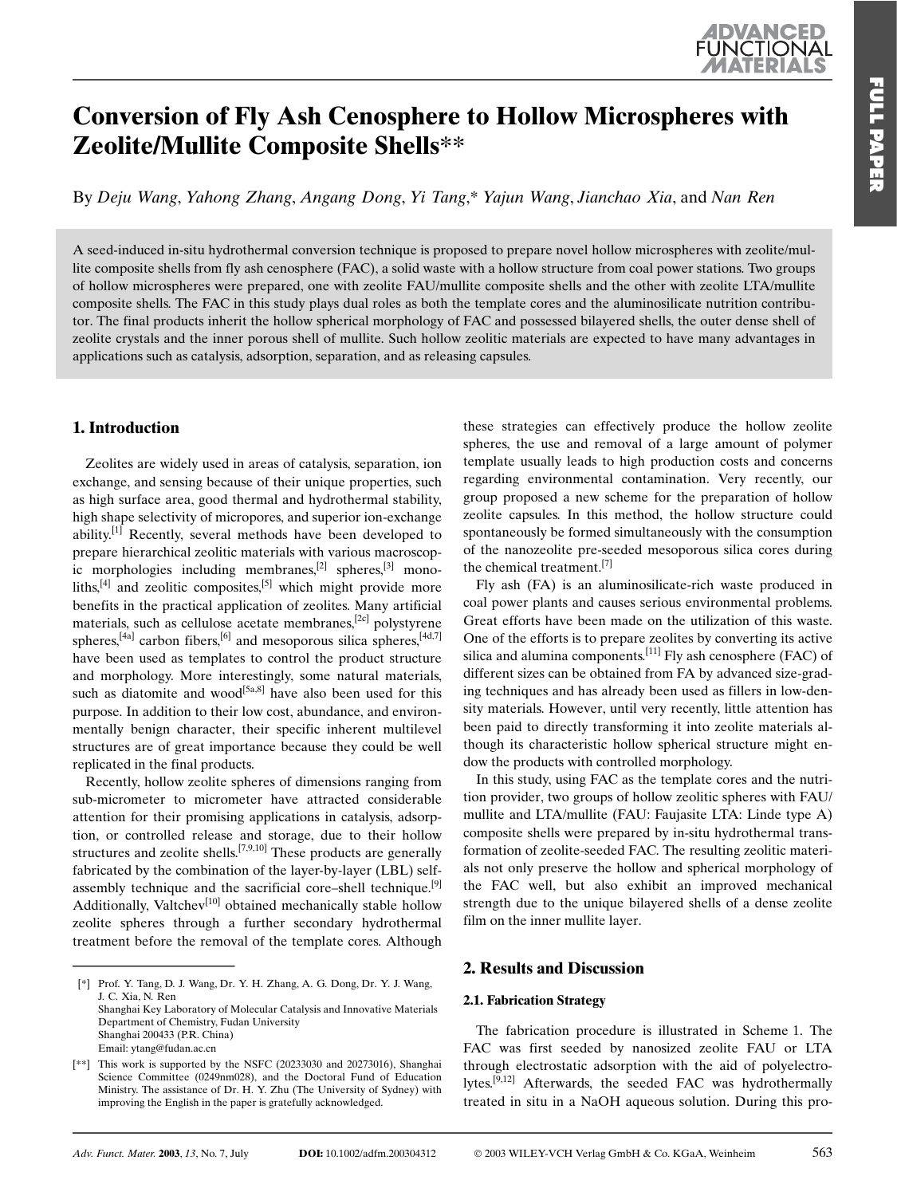// FULL PAPER

# Conversion of Fly Ash Cenosphere to Hollow Microspheres with Zeolite/Mullite Composite Shells**

By *Deju Wang*, *Yahong Zhang*, *Angang Dong*, *Yi Tang*,* *Yajun Wang*, *Jianchao Xia*, and *Nan Ren*

A seed-induced in-situ hydrothermal conversion technique is proposed to prepare novel hollow microspheres with zeolite/mullite composite shells from fly ash cenosphere (FAC), a solid waste with a hollow structure from coal power stations. Two groups of hollow microspheres were prepared, one with zeolite FAU/mullite composite shells and the other with zeolite LTA/mullite composite shells. The FAC in this study plays dual roles as both the template cores and the aluminosilicate nutrition contributor. The final products inherit the hollow spherical morphology of FAC and possessed bilayered shells, the outer dense shell of zeolite crystals and the inner porous shell of mullite. Such hollow zeolitic materials are expected to have many advantages in applications such as catalysis, adsorption, separation, and as releasing capsules.

## 1. Introduction

Zeolites are widely used in areas of catalysis, separation, ion exchange, and sensing because of their unique properties, such as high surface area, good thermal and hydrothermal stability, high shape selectivity of micropores, and superior ion-exchange ability.[1] Recently, several methods have been developed to prepare hierarchical zeolitic materials with various macroscopic morphologies including membranes,[2] spheres,[3] monoliths,[4] and zeolitic composites,[5] which might provide more benefits in the practical application of zeolites. Many artificial materials, such as cellulose acetate membranes,[2c] polystyrene spheres,[4a] carbon fibers,[6] and mesoporous silica spheres,[4d,7] have been used as templates to control the product structure and morphology. More interestingly, some natural materials, such as diatomite and wood[5a,8] have also been used for this purpose. In addition to their low cost, abundance, and environmentally benign character, their specific inherent multilevel structures are of great importance because they could be well replicated in the final products.

Recently, hollow zeolite spheres of dimensions ranging from sub-micrometer to micrometer have attracted considerable attention for their promising applications in catalysis, adsorption, or controlled release and storage, due to their hollow structures and zeolite shells.[7,9,10] These products are generally fabricated by the combination of the layer-by-layer (LBL) self-assembly technique and the sacrificial core–shell technique.[9] Additionally, Valtchev[10] obtained mechanically stable hollow zeolite spheres through a further secondary hydrothermal treatment before the removal of the template cores. Although these strategies can effectively produce the hollow zeolite spheres, the use and removal of a large amount of polymer template usually leads to high production costs and concerns regarding environmental contamination. Very recently, our group proposed a new scheme for the preparation of hollow zeolite capsules. In this method, the hollow structure could spontaneously be formed simultaneously with the consumption of the nanozeolite pre-seeded mesoporous silica cores during the chemical treatment.[7]

Fly ash (FA) is an aluminosilicate-rich waste produced in coal power plants and causes serious environmental problems. Great efforts have been made on the utilization of this waste. One of the efforts is to prepare zeolites by converting its active silica and alumina components.[11] Fly ash cenosphere (FAC) of different sizes can be obtained from FA by advanced size-grading techniques and has already been used as fillers in low-density materials. However, until very recently, little attention has been paid to directly transforming it into zeolite materials although its characteristic hollow spherical structure might endow the products with controlled morphology.

In this study, using FAC as the template cores and the nutrition provider, two groups of hollow zeolitic spheres with FAU/mullite and LTA/mullite (FAU: Faujasite LTA: Linde type A) composite shells were prepared by in-situ hydrothermal transformation of zeolite-seeded FAC. The resulting zeolitic materials not only preserve the hollow and spherical morphology of the FAC well, but also exhibit an improved mechanical strength due to the unique bilayered shells of a dense zeolite film on the inner mullite layer.

## 2. Results and Discussion

### 2.1. Fabrication Strategy

The fabrication procedure is illustrated in Scheme 1. The FAC was first seeded by nanosized zeolite FAU or LTA through electrostatic adsorption with the aid of polyelectrolytes.[9,12] Afterwards, the seeded FAC was hydrothermally treated in situ in a NaOH aqueous solution. During this pro-

---

[*] Prof. Y. Tang, D. J. Wang, Dr. Y. H. Zhang, A. G. Dong, Dr. Y. J. Wang, J. C. Xia, N. Ren
Shanghai Key Laboratory of Molecular Catalysis and Innovative Materials
Department of Chemistry, Fudan University
Shanghai 200433 (P.R. China)
Email: ytang@fudan.ac.cn

[**] This work is supported by the NSFC (20233030 and 20273016), Shanghai Science Committee (0249nm028), and the Doctoral Fund of Education Ministry. The assistance of Dr. H. Y. Zhu (The University of Sydney) with improving the English in the paper is gratefully acknowledged.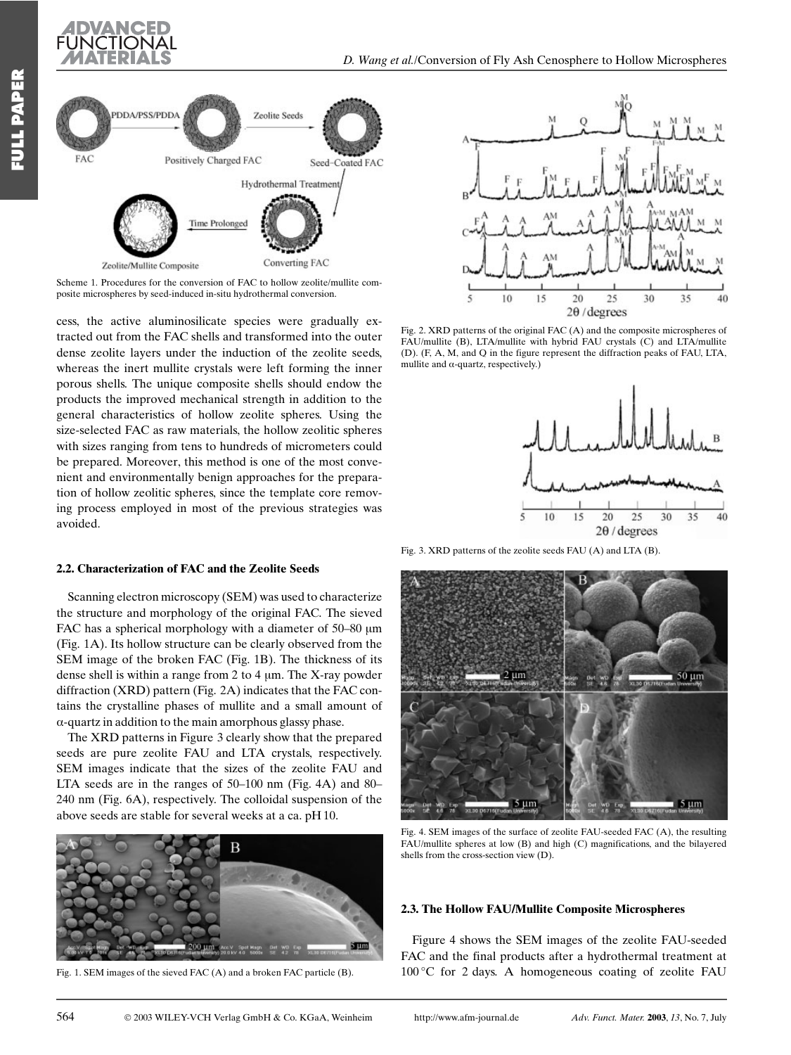Scheme 1. Procedures for the conversion of FAC to hollow zeolite/mullite composite microspheres by seed-induced in-situ hydrothermal conversion.

cess, the active aluminosilicate species were gradually extracted out from the FAC shells and transformed into the outer dense zeolite layers under the induction of the zeolite seeds, whereas the inert mullite crystals were left forming the inner porous shells. The unique composite shells should endow the products the improved mechanical strength in addition to the general characteristics of hollow zeolite spheres. Using the size-selected FAC as raw materials, the hollow zeolitic spheres with sizes ranging from tens to hundreds of micrometers could be prepared. Moreover, this method is one of the most convenient and environmentally benign approaches for the preparation of hollow zeolitic spheres, since the template core removing process employed in most of the previous strategies was avoided.

### 2.2. Characterization of FAC and the Zeolite Seeds

Scanning electron microscopy (SEM) was used to characterize the structure and morphology of the original FAC. The sieved FAC has a spherical morphology with a diameter of 50–80 μm (Fig. 1A). Its hollow structure can be clearly observed from the SEM image of the broken FAC (Fig. 1B). The thickness of its dense shell is within a range from 2 to 4 μm. The X-ray powder diffraction (XRD) pattern (Fig. 2A) indicates that the FAC contains the crystalline phases of mullite and a small amount of α-quartz in addition to the main amorphous glassy phase.

The XRD patterns in Figure 3 clearly show that the prepared seeds are pure zeolite FAU and LTA crystals, respectively. SEM images indicate that the sizes of the zeolite FAU and LTA seeds are in the ranges of 50–100 nm (Fig. 4A) and 80–240 nm (Fig. 6A), respectively. The colloidal suspension of the above seeds are stable for several weeks at a ca. pH 10.

Fig. 1. SEM images of the sieved FAC (A) and a broken FAC particle (B).

Fig. 2. XRD patterns of the original FAC (A) and the composite microspheres of FAU/mullite (B), LTA/mullite with hybrid FAU crystals (C) and LTA/mullite (D). (F, A, M, and Q in the figure represent the diffraction peaks of FAU, LTA, mullite and α-quartz, respectively.)

Fig. 3. XRD patterns of the zeolite seeds FAU (A) and LTA (B).

Fig. 4. SEM images of the surface of zeolite FAU-seeded FAC (A), the resulting FAU/mullite spheres at low (B) and high (C) magnifications, and the bilayered shells from the cross-section view (D).

### 2.3. The Hollow FAU/Mullite Composite Microspheres

Figure 4 shows the SEM images of the zeolite FAU-seeded FAC and the final products after a hydrothermal treatment at 100 °C for 2 days. A homogeneous coating of zeolite FAU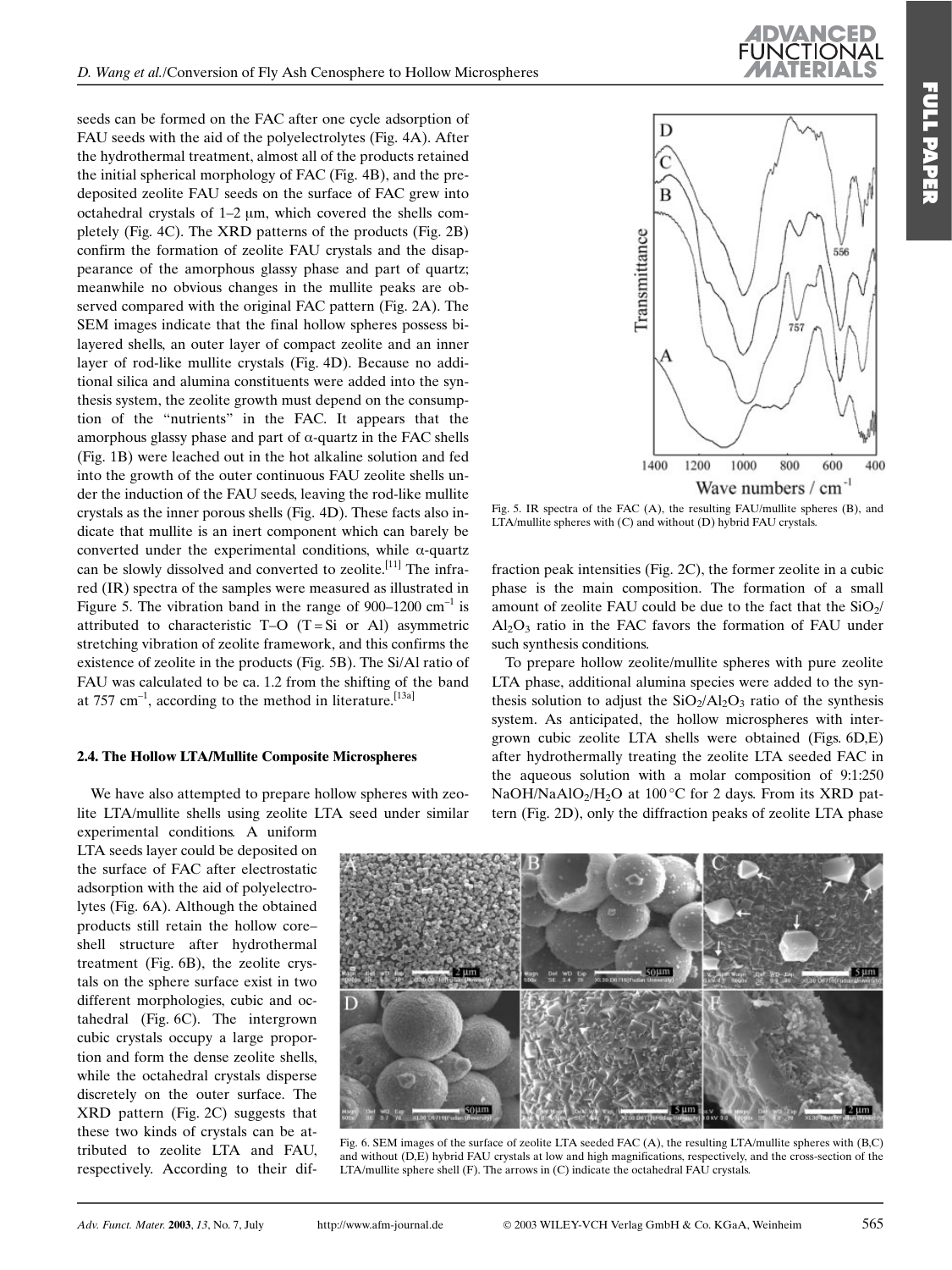seeds can be formed on the FAC after one cycle adsorption of FAU seeds with the aid of the polyelectrolytes (Fig. 4A). After the hydrothermal treatment, almost all of the products retained the initial spherical morphology of FAC (Fig. 4B), and the predeposited zeolite FAU seeds on the surface of FAC grew into octahedral crystals of 1–2 μm, which covered the shells completely (Fig. 4C). The XRD patterns of the products (Fig. 2B) confirm the formation of zeolite FAU crystals and the disappearance of the amorphous glassy phase and part of quartz; meanwhile no obvious changes in the mullite peaks are observed compared with the original FAC pattern (Fig. 2A). The SEM images indicate that the final hollow spheres possess bilayered shells, an outer layer of compact zeolite and an inner layer of rod-like mullite crystals (Fig. 4D). Because no additional silica and alumina constituents were added into the synthesis system, the zeolite growth must depend on the consumption of the "nutrients" in the FAC. It appears that the amorphous glassy phase and part of α-quartz in the FAC shells (Fig. 1B) were leached out in the hot alkaline solution and fed into the growth of the outer continuous FAU zeolite shells under the induction of the FAU seeds, leaving the rod-like mullite crystals as the inner porous shells (Fig. 4D). These facts also indicate that mullite is an inert component which can barely be converted under the experimental conditions, while α-quartz can be slowly dissolved and converted to zeolite.[11] The infrared (IR) spectra of the samples were measured as illustrated in Figure 5. The vibration band in the range of 900–1200 $cm^{-1}$ is attributed to characteristic T–O (T = Si or Al) asymmetric stretching vibration of zeolite framework, and this confirms the existence of zeolite in the products (Fig. 5B). The Si/Al ratio of FAU was calculated to be ca. 1.2 from the shifting of the band at 757 $cm^{-1}$, according to the method in literature.[13a]

Fig. 5. IR spectra of the FAC (A), the resulting FAU/mullite spheres (B), and LTA/mullite spheres with (C) and without (D) hybrid FAU crystals.

### 2.4. The Hollow LTA/Mullite Composite Microspheres

We have also attempted to prepare hollow spheres with zeolite LTA/mullite shells using zeolite LTA seed under similar experimental conditions. A uniform LTA seeds layer could be deposited on the surface of FAC after electrostatic adsorption with the aid of polyelectrolytes (Fig. 6A). Although the obtained products still retain the hollow core–shell structure after hydrothermal treatment (Fig. 6B), the zeolite crystals on the sphere surface exist in two different morphologies, cubic and octahedral (Fig. 6C). The intergrown cubic crystals occupy a large proportion and form the dense zeolite shells, while the octahedral crystals disperse discretely on the outer surface. The XRD pattern (Fig. 2C) suggests that these two kinds of crystals can be attributed to zeolite LTA and FAU, respectively. According to their diffraction peak intensities (Fig. 2C), the former zeolite in a cubic phase is the main composition. The formation of a small amount of zeolite FAU could be due to the fact that the $SiO_2$/$Al_2O_3$ ratio in the FAC favors the formation of FAU under such synthesis conditions.

To prepare hollow zeolite/mullite spheres with pure zeolite LTA phase, additional alumina species were added to the synthesis solution to adjust the $SiO_2$/$Al_2O_3$ ratio of the synthesis system. As anticipated, the hollow microspheres with intergrown cubic zeolite LTA shells were obtained (Figs. 6D,E) after hydrothermally treating the zeolite LTA seeded FAC in the aqueous solution with a molar composition of 9:1:250 NaOH/$NaAlO_2$/$H_2O$ at 100 °C for 2 days. From its XRD pattern (Fig. 2D), only the diffraction peaks of zeolite LTA phase

Fig. 6. SEM images of the surface of zeolite LTA seeded FAC (A), the resulting LTA/mullite spheres with (B,C) and without (D,E) hybrid FAU crystals at low and high magnifications, respectively, and the cross-section of the LTA/mullite sphere shell (F). The arrows in (C) indicate the octahedral FAU crystals.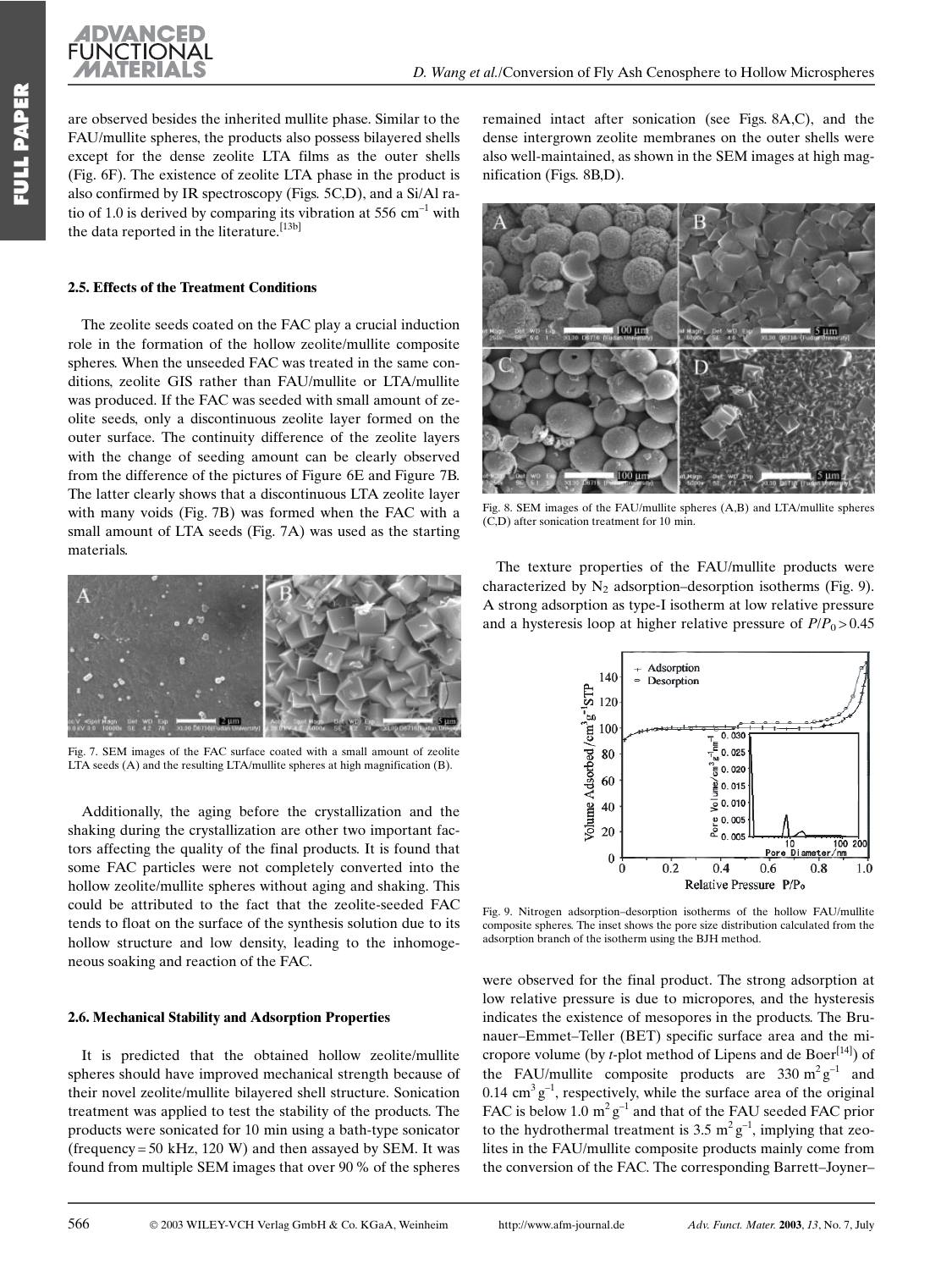are observed besides the inherited mullite phase. Similar to the FAU/mullite spheres, the products also possess bilayered shells except for the dense zeolite LTA films as the outer shells (Fig. 6F). The existence of zeolite LTA phase in the product is also confirmed by IR spectroscopy (Figs. 5C,D), and a Si/Al ratio of 1.0 is derived by comparing its vibration at 556 $cm^{-1}$ with the data reported in the literature.[13b]

### 2.5. Effects of the Treatment Conditions

The zeolite seeds coated on the FAC play a crucial induction role in the formation of the hollow zeolite/mullite composite spheres. When the unseeded FAC was treated in the same conditions, zeolite GIS rather than FAU/mullite or LTA/mullite was produced. If the FAC was seeded with small amount of zeolite seeds, only a discontinuous zeolite layer formed on the outer surface. The continuity difference of the zeolite layers with the change of seeding amount can be clearly observed from the difference of the pictures of Figure 6E and Figure 7B. The latter clearly shows that a discontinuous LTA zeolite layer with many voids (Fig. 7B) was formed when the FAC with a small amount of LTA seeds (Fig. 7A) was used as the starting materials.

Fig. 7. SEM images of the FAC surface coated with a small amount of zeolite LTA seeds (A) and the resulting LTA/mullite spheres at high magnification (B).

Additionally, the aging before the crystallization and the shaking during the crystallization are other two important factors affecting the quality of the final products. It is found that some FAC particles were not completely converted into the hollow zeolite/mullite spheres without aging and shaking. This could be attributed to the fact that the zeolite-seeded FAC tends to float on the surface of the synthesis solution due to its hollow structure and low density, leading to the inhomogeneous soaking and reaction of the FAC.

### 2.6. Mechanical Stability and Adsorption Properties

It is predicted that the obtained hollow zeolite/mullite spheres should have improved mechanical strength because of their novel zeolite/mullite bilayered shell structure. Sonication treatment was applied to test the stability of the products. The products were sonicated for 10 min using a bath-type sonicator (frequency = 50 kHz, 120 W) and then assayed by SEM. It was found from multiple SEM images that over 90 % of the spheres remained intact after sonication (see Figs. 8A,C), and the dense intergrown zeolite membranes on the outer shells were also well-maintained, as shown in the SEM images at high magnification (Figs. 8B,D).

Fig. 8. SEM images of the FAU/mullite spheres (A,B) and LTA/mullite spheres (C,D) after sonication treatment for 10 min.

The texture properties of the FAU/mullite products were characterized by $N_2$ adsorption–desorption isotherms (Fig. 9). A strong adsorption as type-I isotherm at low relative pressure and a hysteresis loop at higher relative pressure of $P/P_0 > 0.45$ were observed for the final product. The strong adsorption at low relative pressure is due to micropores, and the hysteresis indicates the existence of mesopores in the products. The Brunauer–Emmet–Teller (BET) specific surface area and the micropore volume (by *t*-plot method of Lipens and de Boer[14]) of the FAU/mullite composite products are 330 $m^2\,g^{-1}$ and 0.14 $cm^3\,g^{-1}$, respectively, while the surface area of the original FAC is below 1.0 $m^2\,g^{-1}$ and that of the FAU seeded FAC prior to the hydrothermal treatment is 3.5 $m^2\,g^{-1}$, implying that zeolites in the FAU/mullite composite products mainly come from the conversion of the FAC. The corresponding Barrett–Joyner–

Fig. 9. Nitrogen adsorption–desorption isotherms of the hollow FAU/mullite composite spheres. The inset shows the pore size distribution calculated from the adsorption branch of the isotherm using the BJH method.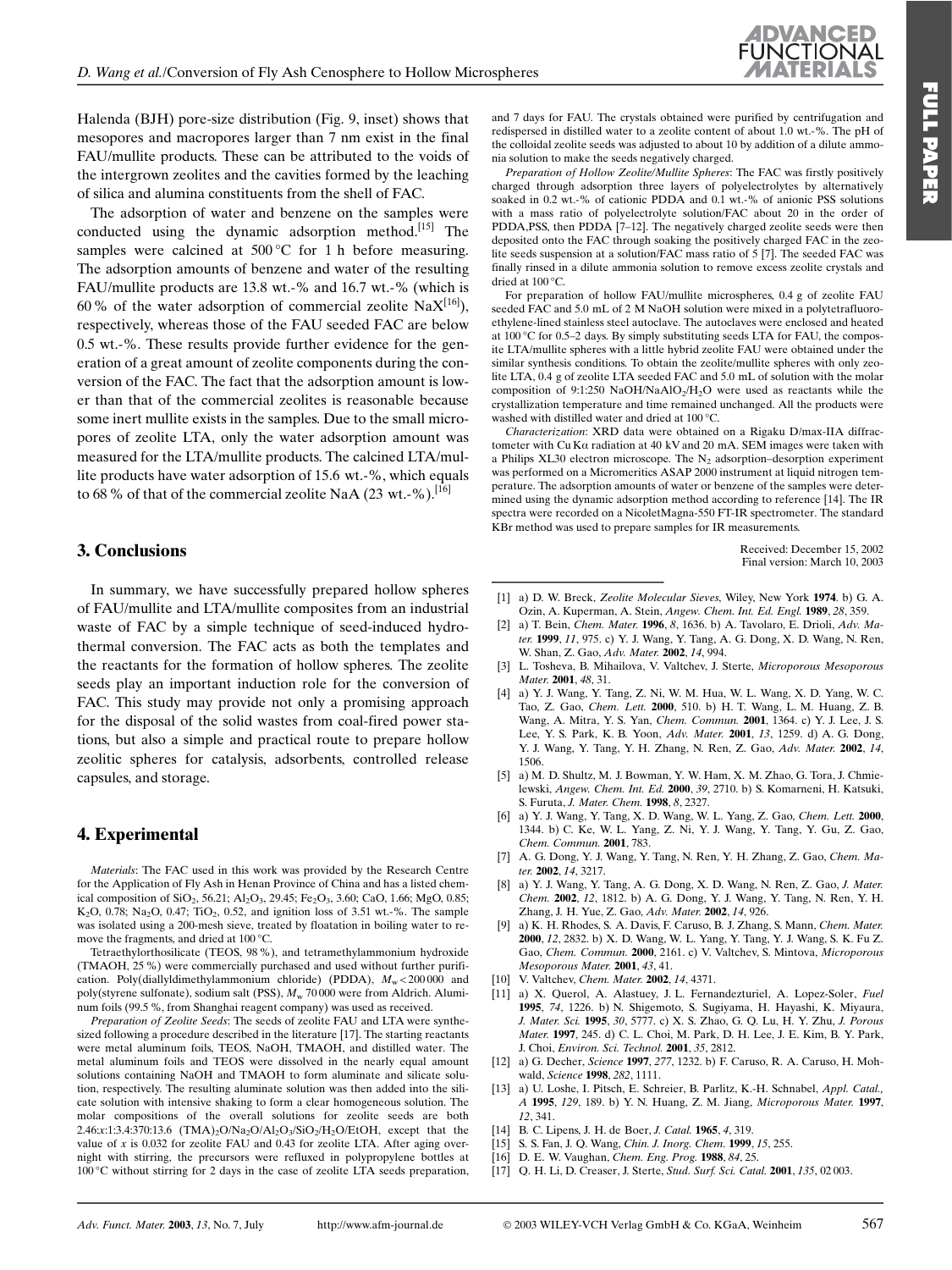Halenda (BJH) pore-size distribution (Fig. 9, inset) shows that mesopores and macropores larger than 7 nm exist in the final FAU/mullite products. These can be attributed to the voids of the intergrown zeolites and the cavities formed by the leaching of silica and alumina constituents from the shell of FAC.

The adsorption of water and benzene on the samples were conducted using the dynamic adsorption method.[15] The samples were calcined at 500 °C for 1 h before measuring. The adsorption amounts of benzene and water of the resulting FAU/mullite products are 13.8 wt.-% and 16.7 wt.-% (which is 60 % of the water adsorption of commercial zeolite NaX[16]), respectively, whereas those of the FAU seeded FAC are below 0.5 wt.-%. These results provide further evidence for the generation of a great amount of zeolite components during the conversion of the FAC. The fact that the adsorption amount is lower than that of the commercial zeolites is reasonable because some inert mullite exists in the samples. Due to the small micropores of zeolite LTA, only the water adsorption amount was measured for the LTA/mullite products. The calcined LTA/mullite products have water adsorption of 15.6 wt.-%, which equals to 68 % of that of the commercial zeolite NaA (23 wt.-%).[16]

## 3. Conclusions

In summary, we have successfully prepared hollow spheres of FAU/mullite and LTA/mullite composites from an industrial waste of FAC by a simple technique of seed-induced hydrothermal conversion. The FAC acts as both the templates and the reactants for the formation of hollow spheres. The zeolite seeds play an important induction role for the conversion of FAC. This study may provide not only a promising approach for the disposal of the solid wastes from coal-fired power stations, but also a simple and practical route to prepare hollow zeolitic spheres for catalysis, adsorbents, controlled release capsules, and storage.

## 4. Experimental

*Materials*: The FAC used in this work was provided by the Research Centre for the Application of Fly Ash in Henan Province of China and has a listed chemical composition of $SiO_2$, 56.21; $Al_2O_3$, 29.45; $Fe_2O_3$, 3.60; CaO, 1.66; MgO, 0.85; $K_2O$, 0.78; $Na_2O$, 0.47; $TiO_2$, 0.52, and ignition loss of 3.51 wt.-%. The sample was isolated using a 200-mesh sieve, treated by floatation in boiling water to remove the fragments, and dried at 100 °C.

Tetraethylorthosilicate (TEOS, 98 %), and tetramethylammonium hydroxide (TMAOH, 25 %) were commercially purchased and used without further purification. Poly(diallyldimethylammonium chloride) (PDDA), $M_w$ < 200 000 and poly(styrene sulfonate), sodium salt (PSS), $M_w$ 70 000 were from Aldrich. Aluminum foils (99.5 %, from Shanghai reagent company) was used as received.

*Preparation of Zeolite Seeds*: The seeds of zeolite FAU and LTA were synthesized following a procedure described in the literature [17]. The starting reactants were metal aluminum foils, TEOS, NaOH, TMAOH, and distilled water. The metal aluminum foils and TEOS were dissolved in the nearly equal amount solutions containing NaOH and TMAOH to form aluminate and silicate solution, respectively. The resulting aluminate solution was then added into the silicate solution with intensive shaking to form a clear homogeneous solution. The molar compositions of the overall solutions for zeolite seeds are both 2.46:$x$:1:3.4:370:13.6 $(TMA)_2O/Na_2O/Al_2O_3/SiO_2/H_2O/EtOH$, except that the value of $x$ is 0.032 for zeolite FAU and 0.43 for zeolite LTA. After aging overnight with stirring, the precursors were refluxed in polypropylene bottles at 100 °C without stirring for 2 days in the case of zeolite LTA seeds preparation, and 7 days for FAU. The crystals obtained were purified by centrifugation and redispersed in distilled water to a zeolite content of about 1.0 wt.-%. The pH of the colloidal zeolite seeds was adjusted to about 10 by addition of a dilute ammonia solution to make the seeds negatively charged.

*Preparation of Hollow Zeolite/Mullite Spheres*: The FAC was firstly positively charged through adsorption three layers of polyelectrolytes by alternatively soaked in 0.2 wt.-% of cationic PDDA and 0.1 wt.-% of anionic PSS solutions with a mass ratio of polyelectrolyte solution/FAC about 20 in the order of PDDA,PSS, then PDDA [7–12]. The negatively charged zeolite seeds were then deposited onto the FAC through soaking the positively charged FAC in the zeolite seeds suspension at a solution/FAC mass ratio of 5 [7]. The seeded FAC was finally rinsed in a dilute ammonia solution to remove excess zeolite crystals and dried at 100 °C.

For preparation of hollow FAU/mullite microspheres, 0.4 g of zeolite FAU seeded FAC and 5.0 mL of 2 M NaOH solution were mixed in a polytetrafluoroethylene-lined stainless steel autoclave. The autoclaves were enclosed and heated at 100 °C for 0.5–2 days. By simply substituting seeds LTA for FAU, the composite LTA/mullite spheres with a little hybrid zeolite FAU were obtained under the similar synthesis conditions. To obtain the zeolite/mullite spheres with only zeolite LTA, 0.4 g of zeolite LTA seeded FAC and 5.0 mL of solution with the molar composition of 9:1:250 $NaOH/NaAlO_2/H_2O$ were used as reactants while the crystallization temperature and time remained unchanged. All the products were washed with distilled water and dried at 100 °C.

*Characterization*: XRD data were obtained on a Rigaku D/max-IIA diffractometer with Cu Kα radiation at 40 kV and 20 mA. SEM images were taken with a Philips XL30 electron microscope. The $N_2$ adsorption–desorption experiment was performed on a Micromeritics ASAP 2000 instrument at liquid nitrogen temperature. The adsorption amounts of water or benzene of the samples were determined using the dynamic adsorption method according to reference [14]. The IR spectra were recorded on a NicoletMagna-550 FT-IR spectrometer. The standard KBr method was used to prepare samples for IR measurements.

Received: December 15, 2002
Final version: March 10, 2003

---

[1] a) D. W. Breck, *Zeolite Molecular Sieves*, Wiley, New York **1974**. b) G. A. Ozin, A. Kuperman, A. Stein, *Angew. Chem. Int. Ed. Engl.* **1989**, *28*, 359.
[2] a) T. Bein, *Chem. Mater.* **1996**, *8*, 1636. b) A. Tavolaro, E. Drioli, *Adv. Mater.* **1999**, *11*, 975. c) Y. J. Wang, Y. Tang, A. G. Dong, X. D. Wang, N. Ren, W. Shan, Z. Gao, *Adv. Mater.* **2002**, *14*, 994.
[3] L. Tosheva, B. Mihailova, V. Valtchev, J. Sterte, *Microporous Mesoporous Mater.* **2001**, *48*, 31.
[4] a) Y. J. Wang, Y. Tang, Z. Ni, W. M. Hua, W. L. Wang, X. D. Yang, W. C. Tao, Z. Gao, *Chem. Lett.* **2000**, 510. b) H. T. Wang, L. M. Huang, Z. B. Wang, A. Mitra, Y. S. Yan, *Chem. Commun.* **2001**, 1364. c) Y. J. Lee, J. S. Lee, Y. S. Park, K. B. Yoon, *Adv. Mater.* **2001**, *13*, 1259. d) A. G. Dong, Y. J. Wang, Y. Tang, Y. H. Zhang, N. Ren, Z. Gao, *Adv. Mater.* **2002**, *14*, 1506.
[5] a) M. D. Shultz, M. J. Bowman, Y. W. Ham, X. M. Zhao, G. Tora, J. Chmielewski, *Angew. Chem. Int. Ed.* **2000**, *39*, 2710. b) S. Komarneni, H. Katsuki, S. Furuta, *J. Mater. Chem.* **1998**, *8*, 2327.
[6] a) Y. J. Wang, Y. Tang, X. D. Wang, W. L. Yang, Z. Gao, *Chem. Lett.* **2000**, 1344. b) C. Ke, W. L. Yang, Z. Ni, Y. J. Wang, Y. Tang, Y. Gu, Z. Gao, *Chem. Commun.* **2001**, 783.
[7] A. G. Dong, Y. J. Wang, Y. Tang, N. Ren, Y. H. Zhang, Z. Gao, *Chem. Mater.* **2002**, *14*, 3217.
[8] a) Y. J. Wang, Y. Tang, A. G. Dong, X. D. Wang, N. Ren, Z. Gao, *J. Mater. Chem.* **2002**, *12*, 1812. b) A. G. Dong, Y. J. Wang, Y. Tang, N. Ren, Y. H. Zhang, J. H. Yue, Z. Gao, *Adv. Mater.* **2002**, *14*, 926.
[9] a) K. H. Rhodes, S. A. Davis, F. Caruso, B. J. Zhang, S. Mann, *Chem. Mater.* **2000**, *12*, 2832. b) X. D. Wang, W. L. Yang, Y. Tang, Y. J. Wang, S. K. Fu Z. Gao, *Chem. Commun.* **2000**, 2161. c) V. Valtchev, S. Mintova, *Microporous Mesoporous Mater.* **2001**, *43*, 41.
[10] V. Valtchev, *Chem. Mater.* **2002**, *14*, 4371.
[11] a) X. Querol, A. Alastuey, J. L. Fernandezturiel, A. Lopez-Soler, *Fuel* **1995**, *74*, 1226. b) N. Shigemoto, S. Sugiyama, H. Hayashi, K. Miyaura, *J. Mater. Sci.* **1995**, *30*, 5777. c) X. S. Zhao, G. Q. Lu, H. Y. Zhu, *J. Porous Mater.* **1997**, 245. d) C. L. Choi, M. Park, D. H. Lee, J. E. Kim, B. Y. Park, J. Choi, *Environ. Sci. Technol.* **2001**, *35*, 2812.
[12] a) G. Decher, *Science* **1997**, *277*, 1232. b) F. Caruso, R. A. Caruso, H. Mohwald, *Science* **1998**, *282*, 1111.
[13] a) U. Loshe, I. Pitsch, E. Schreier, B. Parlitz, K.-H. Schnabel, *Appl. Catal., A* **1995**, *129*, 189. b) Y. N. Huang, Z. M. Jiang, *Microporous Mater.* **1997**, *12*, 341.
[14] B. C. Lipens, J. H. de Boer, *J. Catal.* **1965**, *4*, 319.
[15] S. S. Fan, J. Q. Wang, *Chin. J. Inorg. Chem.* **1999**, *15*, 255.
[16] D. E. W. Vaughan, *Chem. Eng. Prog.* **1988**, *84*, 25.
[17] Q. H. Li, D. Creaser, J. Sterte, *Stud. Surf. Sci. Catal.* **2001**, *135*, 02 003.